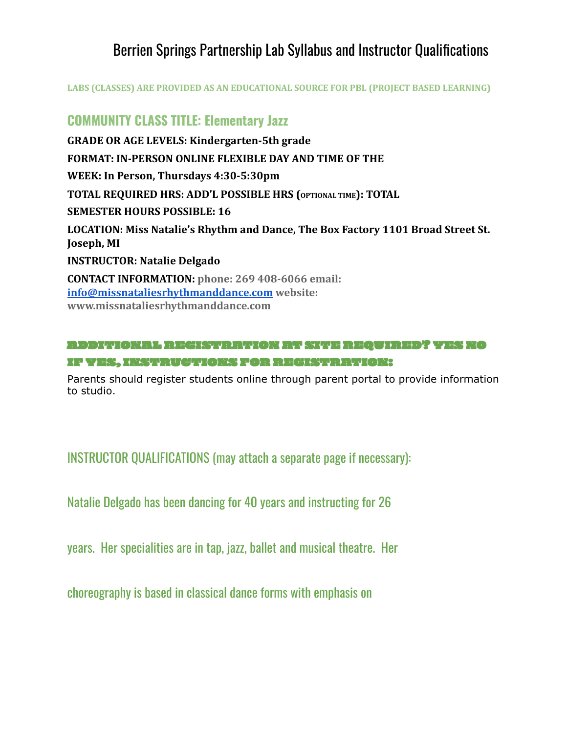# Berrien Springs Partnership Lab Syllabus and Instructor Qualifications

**LABS (CLASSES) ARE PROVIDED AS AN EDUCATIONAL SOURCE FOR PBL (PROJECT BASED LEARNING)**

## COMMUNITY CLASS TITLE: Elementary Jazz

**GRADE OR AGE LEVELS: Kindergarten-5th grade**

**FORMAT: IN-PERSON ONLINE FLEXIBLE DAY AND TIME OF THE**

**WEEK: In Person, Thursdays 4:30-5:30pm**

**TOTAL REQUIRED HRS: ADD'L POSSIBLE HRS (OPTIONAL TIME): TOTAL**

**SEMESTER HOURS POSSIBLE: 16**

**LOCATION: Miss Natalie's Rhythm and Dance, The Box Factory 1101 Broad Street St. Joseph, MI**

**INSTRUCTOR: Natalie Delgado**

**CONTACT INFORMATION:** **phone: 269 408-6066 email: info@missnataliesrhythmanddance.com website: www.missnataliesrhythmanddance.com**

**ADDITIONAL REGISTRATION AT SITE REQUIRED? YES NO**

**IF YES, INSTRUCTIONS FOR REGISTRATION:**

Parents should register students online through parent portal to provide information to studio.

## INSTRUCTOR QUALIFICATIONS (may attach a separate page if necessary):

Natalie Delgado has been dancing for 40 years and instructing for 26 years. Her specialities are in tap, jazz, ballet and musical theatre. Her choreography is based in classical dance forms with emphasis on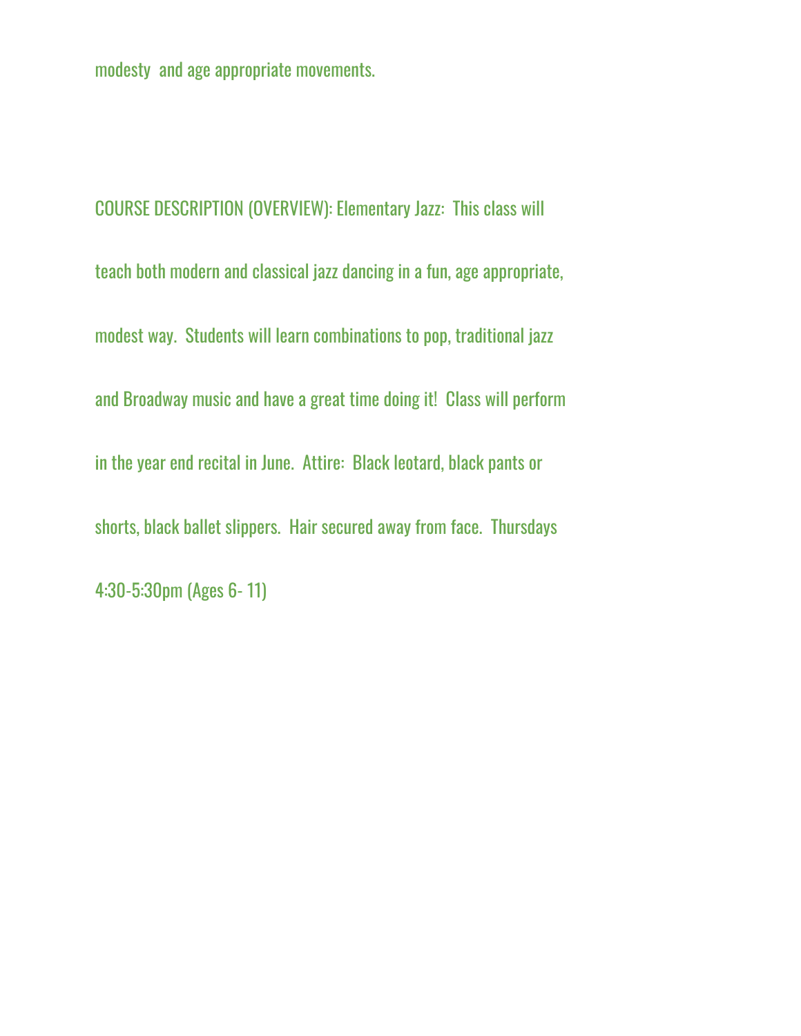modesty and age appropriate movements.

COURSE DESCRIPTION (OVERVIEW): Elementary Jazz: This class will teach both modern and classical jazz dancing in a fun, age appropriate, modest way. Students will learn combinations to pop, traditional jazz and Broadway music and have a great time doing it! Class will perform in the year end recital in June. Attire: Black leotard, black pants or shorts, black ballet slippers. Hair secured away from face. Thursdays 4:30-5:30pm (Ages 6- 11)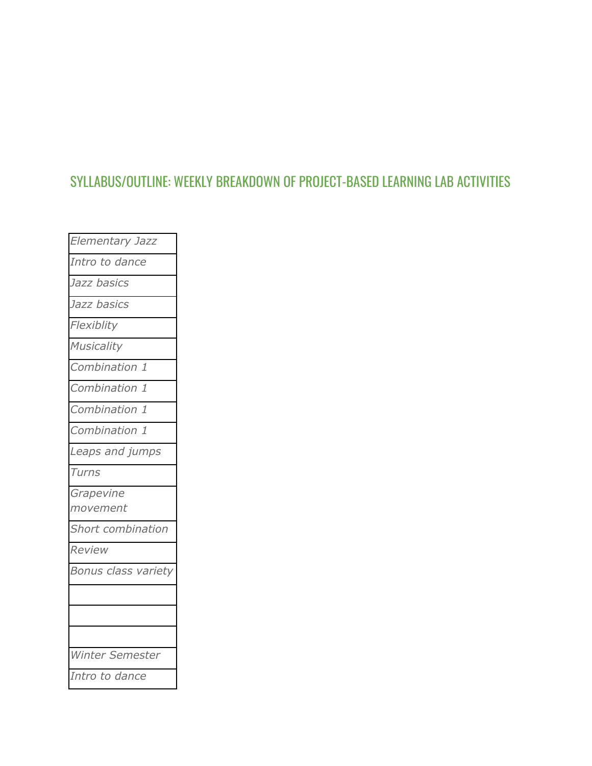## SYLLABUS/OUTLINE: WEEKLY BREAKDOWN OF PROJECT-BASED LEARNING LAB ACTIVITIES

| *Elementary Jazz* |
|---|
| *Intro to dance* |
| *Jazz basics* |
| *Jazz basics* |
| *Flexiblity* |
| *Musicality* |
| *Combination 1* |
| *Combination 1* |
| *Combination 1* |
| *Combination 1* |
| *Leaps and jumps* |
| *Turns* |
| *Grapevine movement* |
| *Short combination* |
| *Review* |
| *Bonus class variety* |
| |
| |
| |
| *Winter Semester* |
| *Intro to dance* |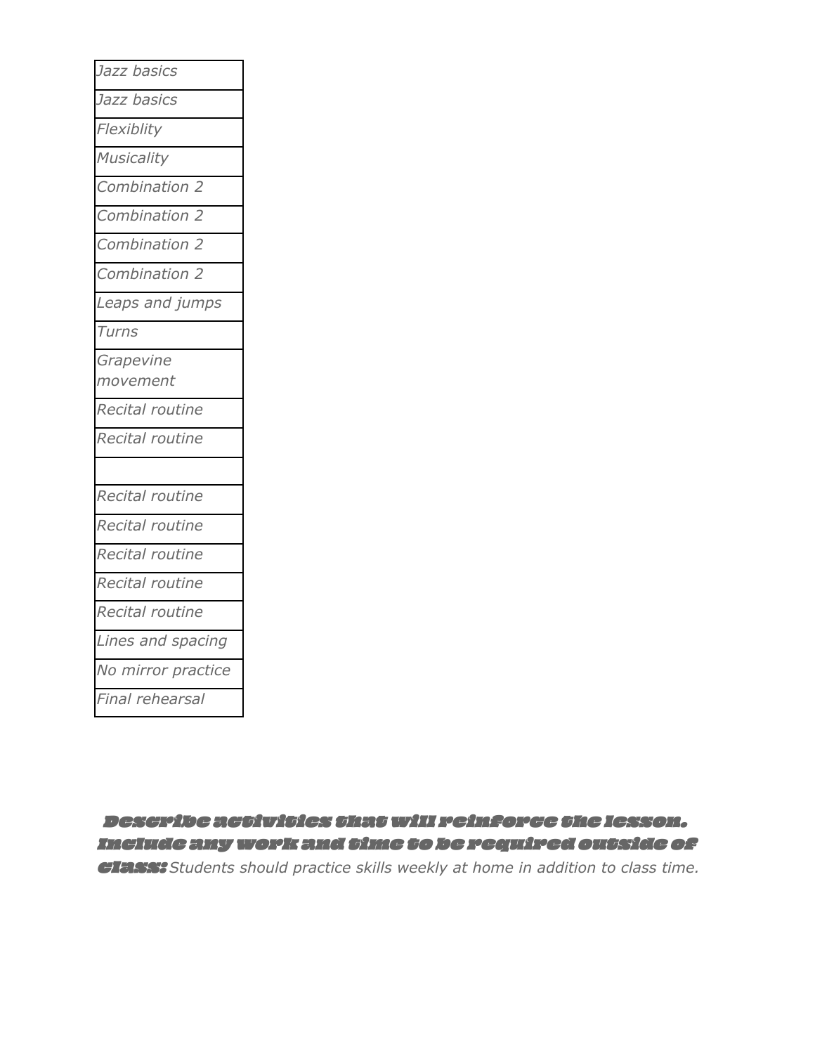| |
|---|
| *Jazz basics* |
| *Jazz basics* |
| *Flexiblity* |
| *Musicality* |
| *Combination 2* |
| *Combination 2* |
| *Combination 2* |
| *Combination 2* |
| *Leaps and jumps* |
| *Turns* |
| *Grapevine movement* |
| *Recital routine* |
| *Recital routine* |
| |
| *Recital routine* |
| *Recital routine* |
| *Recital routine* |
| *Recital routine* |
| *Recital routine* |
| *Lines and spacing* |
| *No mirror practice* |
| *Final rehearsal* |

**Describe activities that will reinforce the lesson. Include any work and time to be required outside of class:** *Students should practice skills weekly at home in addition to class time.*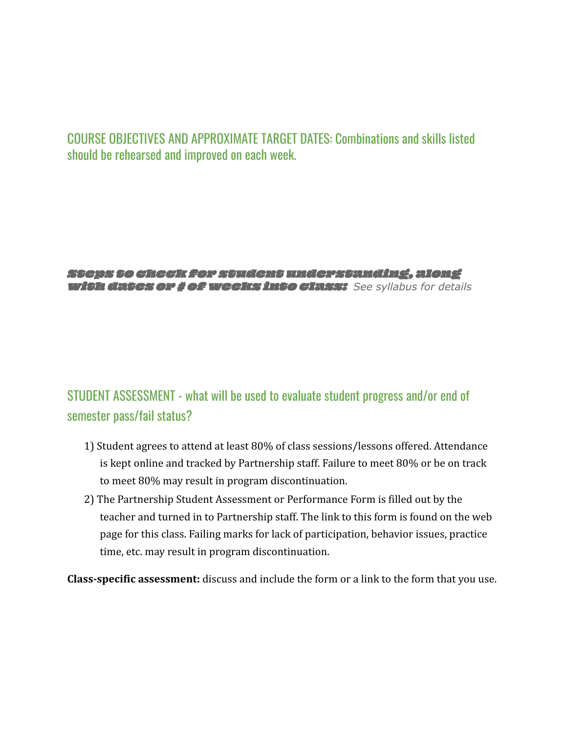## COURSE OBJECTIVES AND APPROXIMATE TARGET DATES: Combinations and skills listed should be rehearsed and improved on each week.

**Steps to check for student understanding, along with dates or # of weeks into class:** *See syllabus for details*

## STUDENT ASSESSMENT - what will be used to evaluate student progress and/or end of semester pass/fail status?

1) Student agrees to attend at least 80% of class sessions/lessons offered. Attendance is kept online and tracked by Partnership staff. Failure to meet 80% or be on track to meet 80% may result in program discontinuation.
2) The Partnership Student Assessment or Performance Form is filled out by the teacher and turned in to Partnership staff. The link to this form is found on the web page for this class. Failing marks for lack of participation, behavior issues, practice time, etc. may result in program discontinuation.

**Class-specific assessment:** discuss and include the form or a link to the form that you use.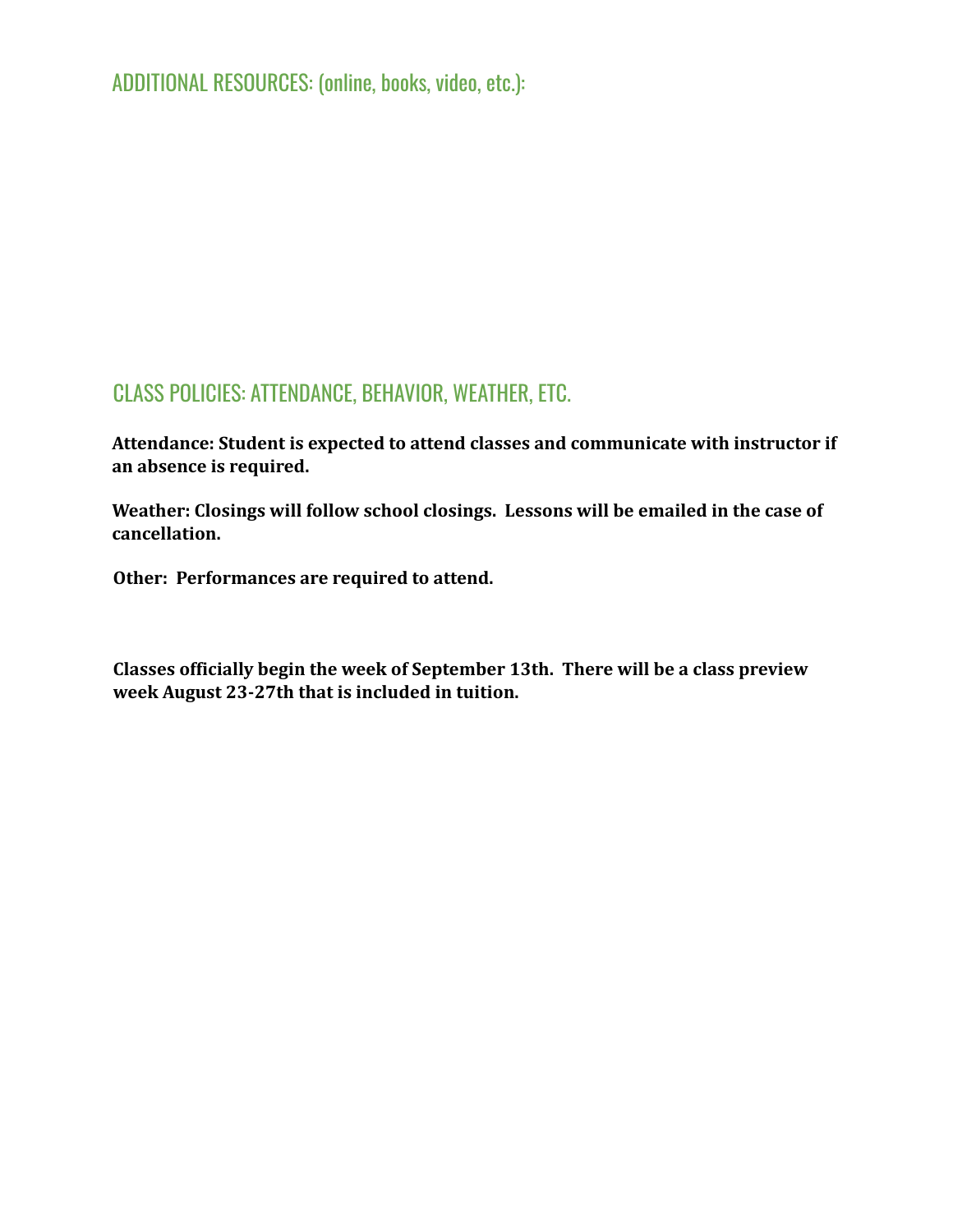## ADDITIONAL RESOURCES: (online, books, video, etc.):

## CLASS POLICIES: ATTENDANCE, BEHAVIOR, WEATHER, ETC.

**Attendance: Student is expected to attend classes and communicate with instructor if an absence is required.**

**Weather: Closings will follow school closings. Lessons will be emailed in the case of cancellation.**

**Other: Performances are required to attend.**

**Classes officially begin the week of September 13th. There will be a class preview week August 23-27th that is included in tuition.**